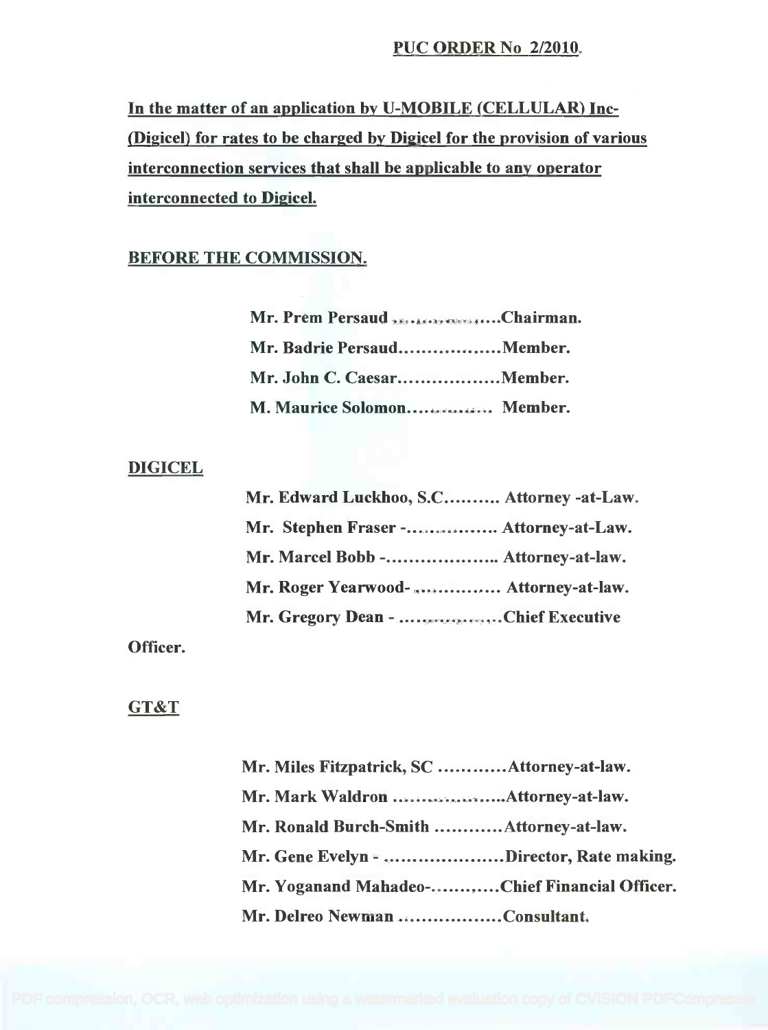**PUC ORDER No 2/2010**

**In the matter of an application by U-MOBILE (CELLULAR) Inc- (Digicel) for rates to be charged by Digicel for the provision of various interconnection services that shall be applicable to any operator interconnected to Digicel.**

**BEFORE THE COMMISSION.**

**Mr. Prem Persaud ……………….Chairman.**
**Mr. Badrie Persaud………………Member.**
**Mr. John C. Caesar………………Member.**
**M. Maurice Solomon…………… Member.**

**DIGICEL**

**Mr. Edward Luckhoo, S.C………. Attorney -at-Law.**
**Mr. Stephen Fraser -…………….. Attorney-at-Law.**
**Mr. Marcel Bobb -……………….. Attorney-at-law.**
**Mr. Roger Yearwood- …………… Attorney-at-law.**
**Mr. Gregory Dean - ………………Chief Executive Officer.**

**GT&T**

**Mr. Miles Fitzpatrick, SC …………Attorney-at-law.**
**Mr. Mark Waldron ………………..Attorney-at-law.**
**Mr. Ronald Burch-Smith …………Attorney-at-law.**
**Mr. Gene Evelyn - …………………Director, Rate making.**
**Mr. Yoganand Mahadeo-…………Chief Financial Officer.**
**Mr. Delreo Newman ………………Consultant.**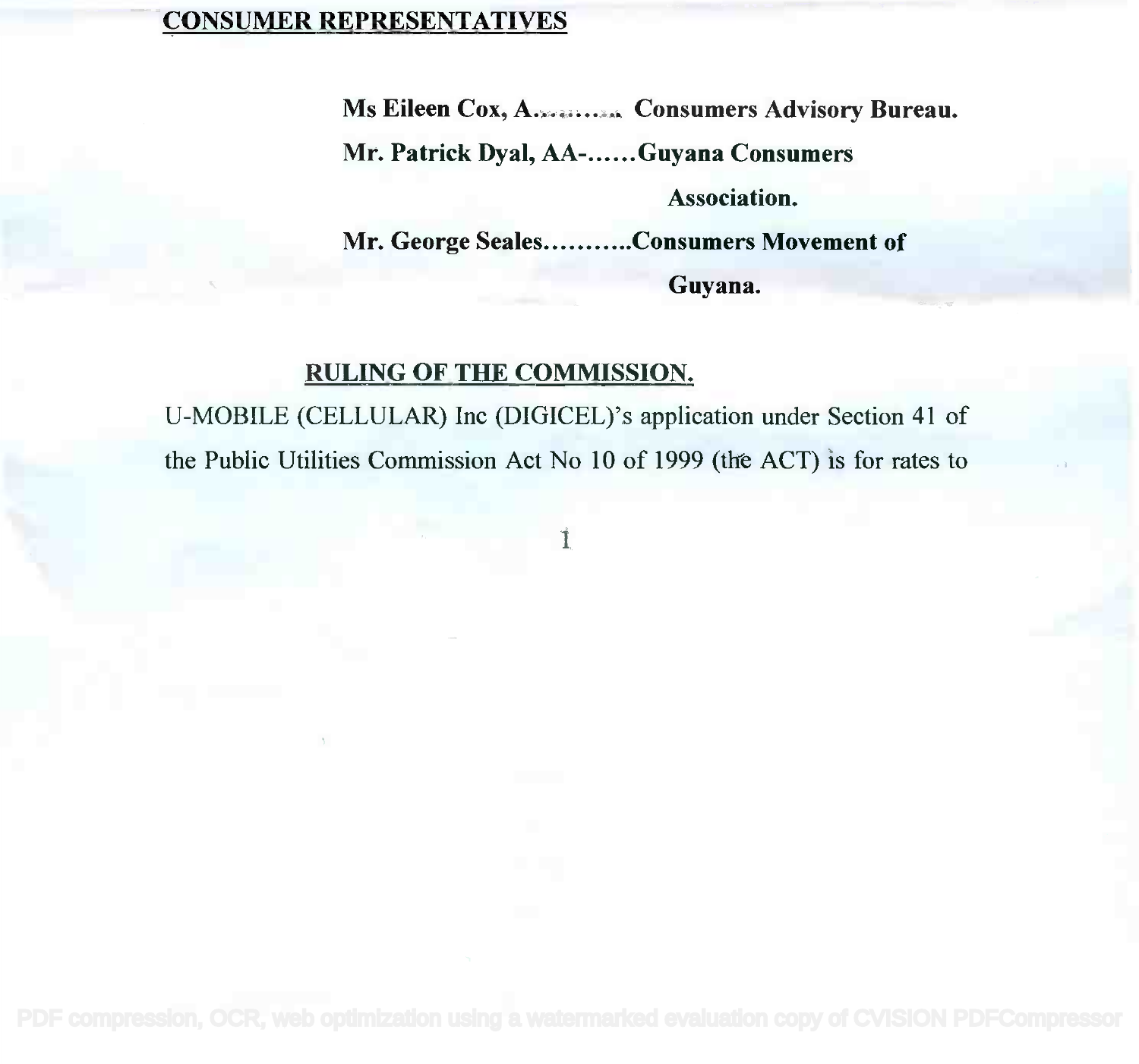## CONSUMER REPRESENTATIVES

**Ms Eileen Cox, A.......... Consumers Advisory Bureau.**

**Mr. Patrick Dyal, AA-......Guyana Consumers Association.**

**Mr. George Seales..........Consumers Movement of Guyana.**

## RULING OF THE COMMISSION.

U-MOBILE (CELLULAR) Inc (DIGICEL)'s application under Section 41 of the Public Utilities Commission Act No 10 of 1999 (the ACT) is for rates to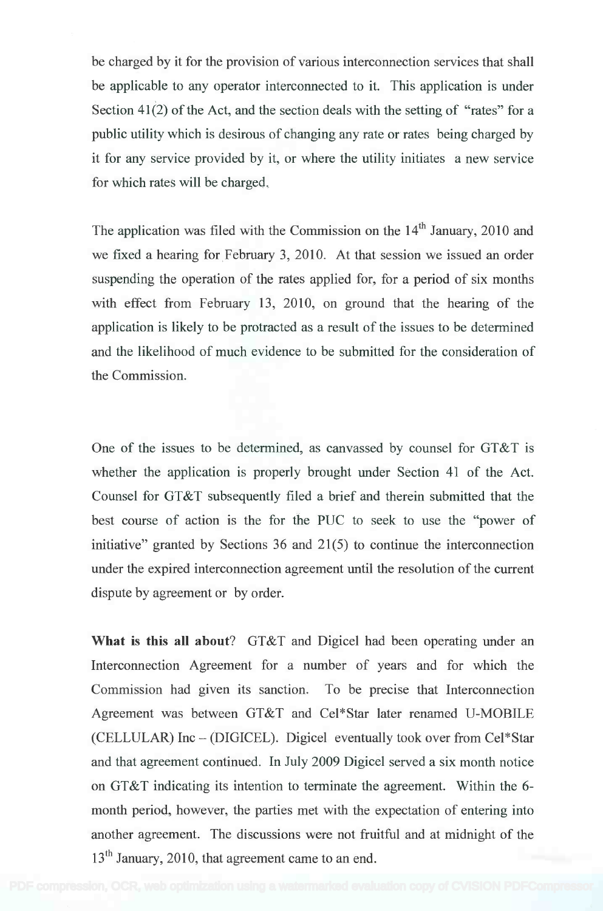be charged by it for the provision of various interconnection services that shall be applicable to any operator interconnected to it. This application is under Section 41(2) of the Act, and the section deals with the setting of "rates" for a public utility which is desirous of changing any rate or rates being charged by it for any service provided by it, or where the utility initiates a new service for which rates will be charged.

The application was filed with the Commission on the 14th January, 2010 and we fixed a hearing for February 3, 2010. At that session we issued an order suspending the operation of the rates applied for, for a period of six months with effect from February 13, 2010, on ground that the hearing of the application is likely to be protracted as a result of the issues to be determined and the likelihood of much evidence to be submitted for the consideration of the Commission.

One of the issues to be determined, as canvassed by counsel for GT&T is whether the application is properly brought under Section 41 of the Act. Counsel for GT&T subsequently filed a brief and therein submitted that the best course of action is the for the PUC to seek to use the "power of initiative" granted by Sections 36 and 21(5) to continue the interconnection under the expired interconnection agreement until the resolution of the current dispute by agreement or by order.

**What is this all about**? GT&T and Digicel had been operating under an Interconnection Agreement for a number of years and for which the Commission had given its sanction. To be precise that Interconnection Agreement was between GT&T and Cel*Star later renamed U-MOBILE (CELLULAR) Inc – (DIGICEL). Digicel eventually took over from Cel*Star and that agreement continued. In July 2009 Digicel served a six month notice on GT&T indicating its intention to terminate the agreement. Within the 6-month period, however, the parties met with the expectation of entering into another agreement. The discussions were not fruitful and at midnight of the 13th January, 2010, that agreement came to an end.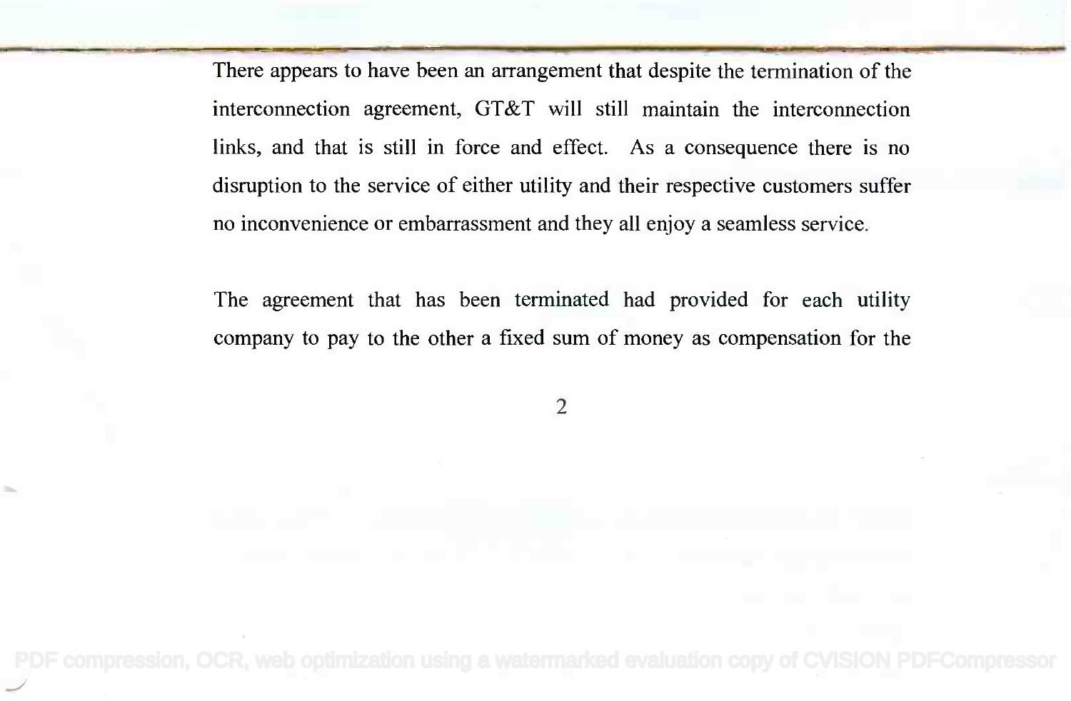There appears to have been an arrangement that despite the termination of the interconnection agreement, GT&T will still maintain the interconnection links, and that is still in force and effect. As a consequence there is no disruption to the service of either utility and their respective customers suffer no inconvenience or embarrassment and they all enjoy a seamless service.

The agreement that has been terminated had provided for each utility company to pay to the other a fixed sum of money as compensation for the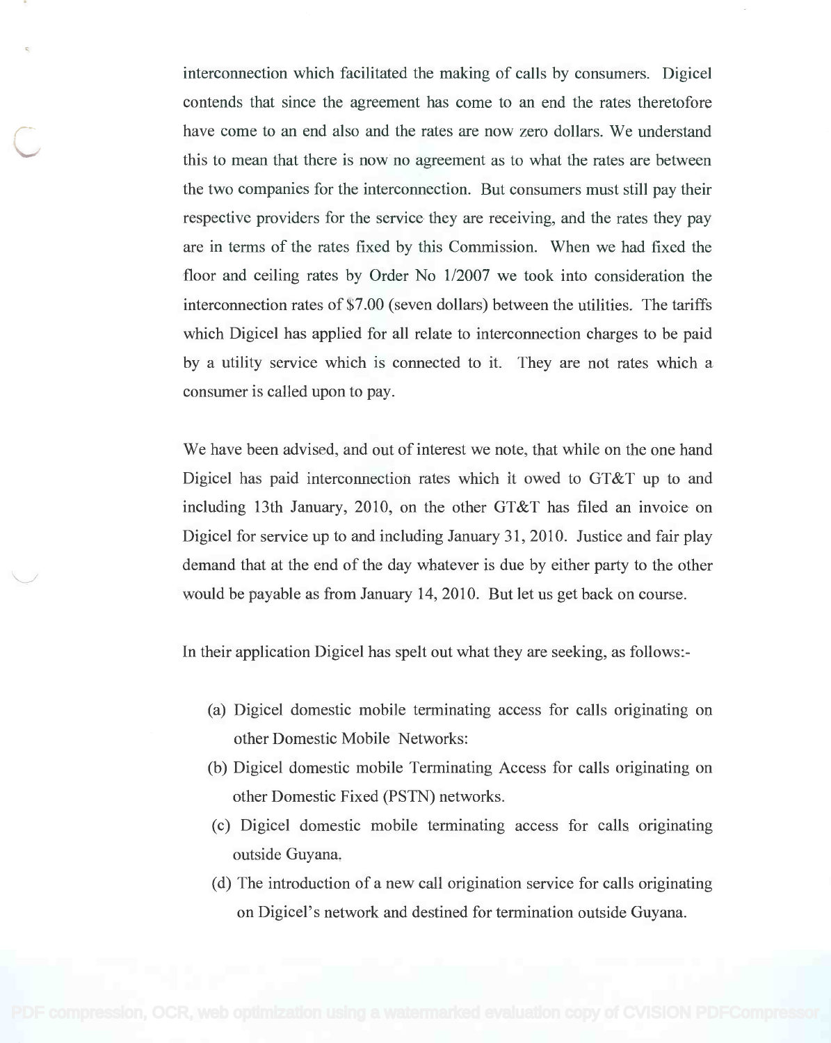interconnection which facilitated the making of calls by consumers. Digicel contends that since the agreement has come to an end the rates theretofore have come to an end also and the rates are now zero dollars. We understand this to mean that there is now no agreement as to what the rates are between the two companies for the interconnection. But consumers must still pay their respective providers for the service they are receiving, and the rates they pay are in terms of the rates fixed by this Commission. When we had fixed the floor and ceiling rates by Order No 1/2007 we took into consideration the interconnection rates of $7.00 (seven dollars) between the utilities. The tariffs which Digicel has applied for all relate to interconnection charges to be paid by a utility service which is connected to it. They are not rates which a consumer is called upon to pay.

We have been advised, and out of interest we note, that while on the one hand Digicel has paid interconnection rates which it owed to GT&T up to and including 13th January, 2010, on the other GT&T has filed an invoice on Digicel for service up to and including January 31, 2010. Justice and fair play demand that at the end of the day whatever is due by either party to the other would be payable as from January 14, 2010. But let us get back on course.

In their application Digicel has spelt out what they are seeking, as follows:-

(a) Digicel domestic mobile terminating access for calls originating on other Domestic Mobile Networks:

(b) Digicel domestic mobile Terminating Access for calls originating on other Domestic Fixed (PSTN) networks.

(c) Digicel domestic mobile terminating access for calls originating outside Guyana.

(d) The introduction of a new call origination service for calls originating on Digicel's network and destined for termination outside Guyana.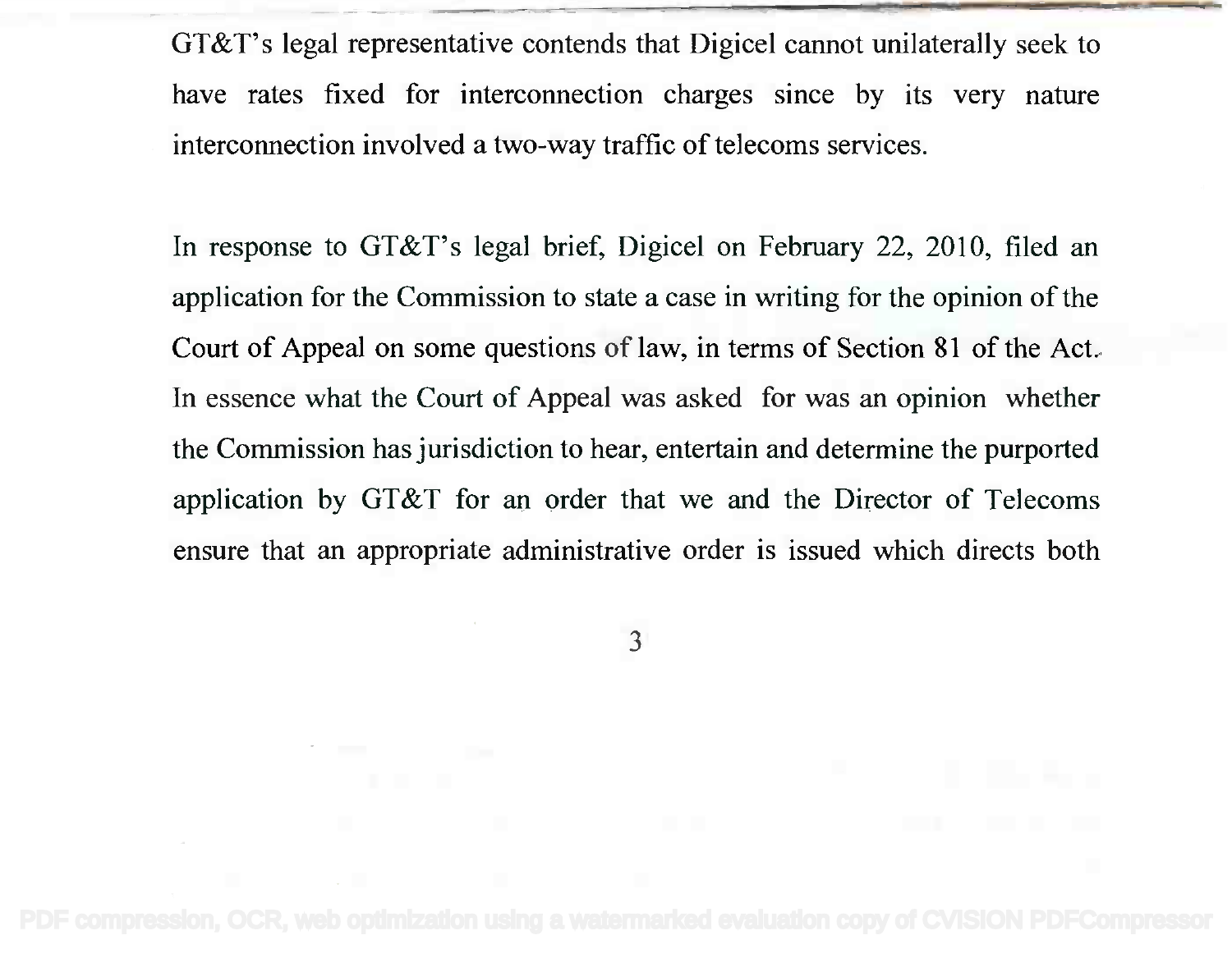GT&T's legal representative contends that Digicel cannot unilaterally seek to have rates fixed for interconnection charges since by its very nature interconnection involved a two-way traffic of telecoms services.

In response to GT&T's legal brief, Digicel on February 22, 2010, filed an application for the Commission to state a case in writing for the opinion of the Court of Appeal on some questions of law, in terms of Section 81 of the Act. In essence what the Court of Appeal was asked for was an opinion whether the Commission has jurisdiction to hear, entertain and determine the purported application by GT&T for an order that we and the Director of Telecoms ensure that an appropriate administrative order is issued which directs both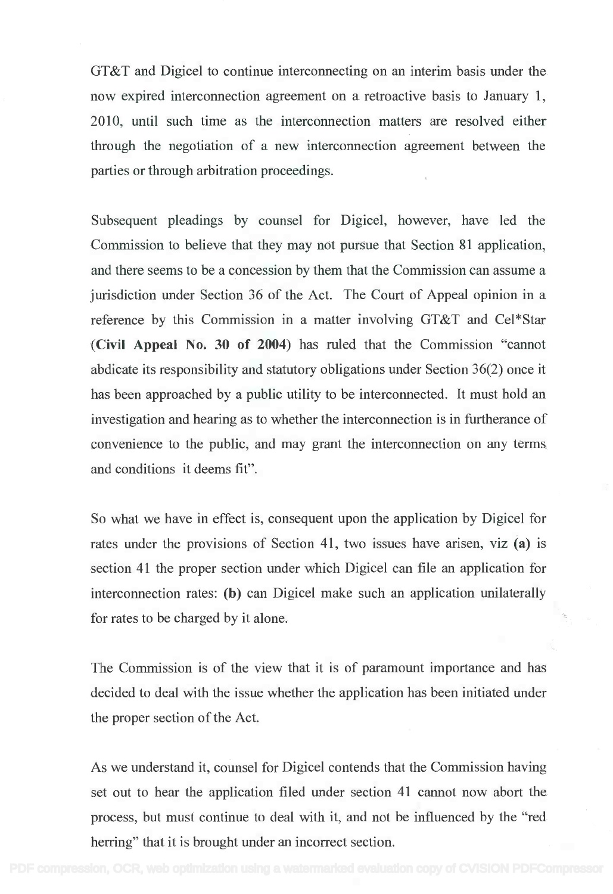GT&T and Digicel to continue interconnecting on an interim basis under the now expired interconnection agreement on a retroactive basis to January 1, 2010, until such time as the interconnection matters are resolved either through the negotiation of a new interconnection agreement between the parties or through arbitration proceedings.

Subsequent pleadings by counsel for Digicel, however, have led the Commission to believe that they may not pursue that Section 81 application, and there seems to be a concession by them that the Commission can assume a jurisdiction under Section 36 of the Act. The Court of Appeal opinion in a reference by this Commission in a matter involving GT&T and Cel*Star (**Civil Appeal No. 30 of 2004**) has ruled that the Commission "cannot abdicate its responsibility and statutory obligations under Section 36(2) once it has been approached by a public utility to be interconnected. It must hold an investigation and hearing as to whether the interconnection is in furtherance of convenience to the public, and may grant the interconnection on any terms and conditions it deems fit".

So what we have in effect is, consequent upon the application by Digicel for rates under the provisions of Section 41, two issues have arisen, viz **(a)** is section 41 the proper section under which Digicel can file an application for interconnection rates: **(b)** can Digicel make such an application unilaterally for rates to be charged by it alone.

The Commission is of the view that it is of paramount importance and has decided to deal with the issue whether the application has been initiated under the proper section of the Act.

As we understand it, counsel for Digicel contends that the Commission having set out to hear the application filed under section 41 cannot now abort the process, but must continue to deal with it, and not be influenced by the "red herring" that it is brought under an incorrect section.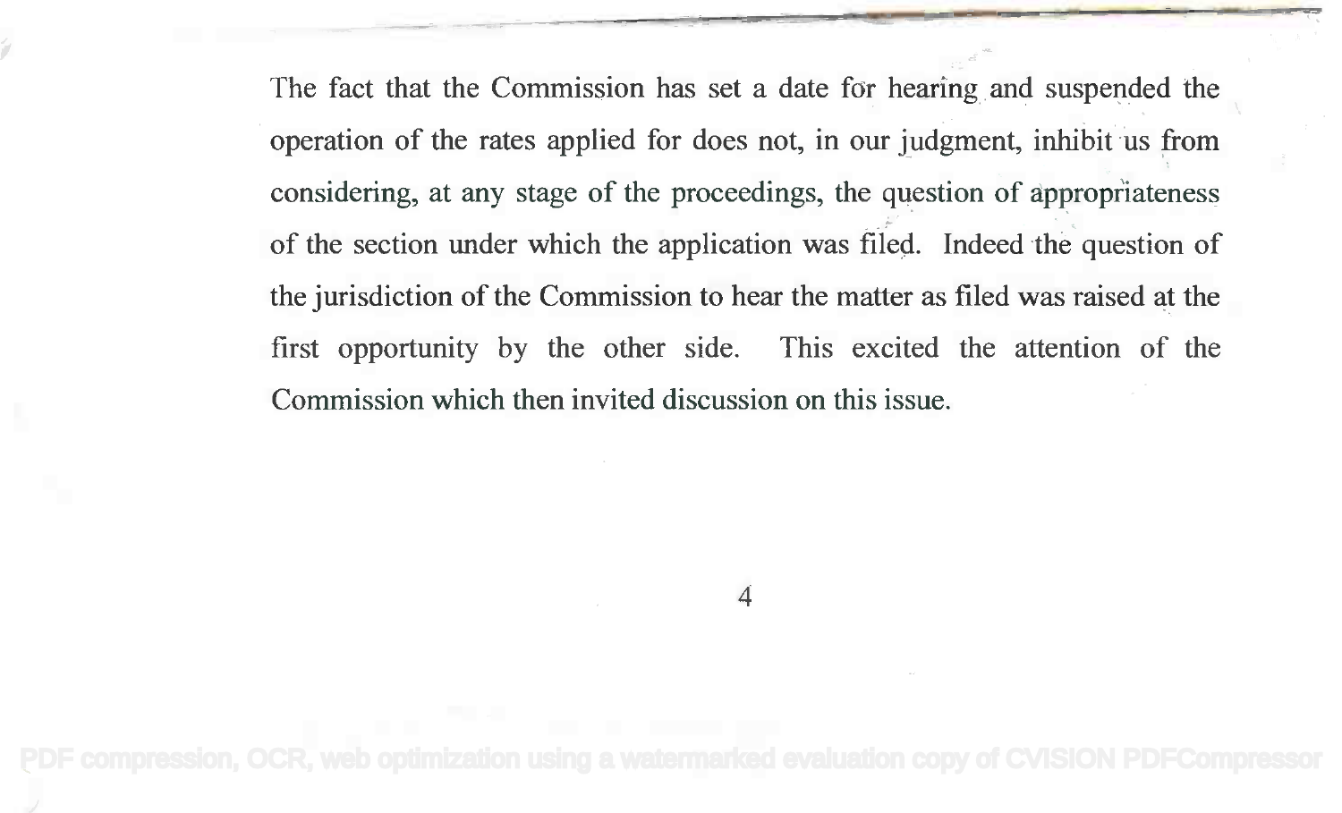The fact that the Commission has set a date for hearing and suspended the operation of the rates applied for does not, in our judgment, inhibit us from considering, at any stage of the proceedings, the question of appropriateness of the section under which the application was filed. Indeed the question of the jurisdiction of the Commission to hear the matter as filed was raised at the first opportunity by the other side. This excited the attention of the Commission which then invited discussion on this issue.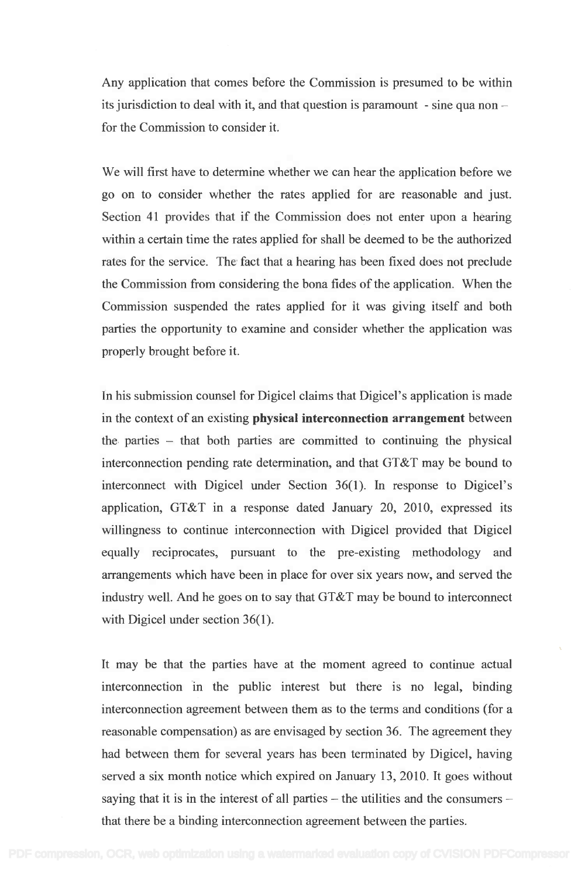Any application that comes before the Commission is presumed to be within its jurisdiction to deal with it, and that question is paramount - sine qua non – for the Commission to consider it.

We will first have to determine whether we can hear the application before we go on to consider whether the rates applied for are reasonable and just. Section 41 provides that if the Commission does not enter upon a hearing within a certain time the rates applied for shall be deemed to be the authorized rates for the service. The fact that a hearing has been fixed does not preclude the Commission from considering the bona fides of the application. When the Commission suspended the rates applied for it was giving itself and both parties the opportunity to examine and consider whether the application was properly brought before it.

In his submission counsel for Digicel claims that Digicel's application is made in the context of an existing **physical interconnection arrangement** between the parties – that both parties are committed to continuing the physical interconnection pending rate determination, and that GT&T may be bound to interconnect with Digicel under Section 36(1). In response to Digicel's application, GT&T in a response dated January 20, 2010, expressed its willingness to continue interconnection with Digicel provided that Digicel equally reciprocates, pursuant to the pre-existing methodology and arrangements which have been in place for over six years now, and served the industry well. And he goes on to say that GT&T may be bound to interconnect with Digicel under section 36(1).

It may be that the parties have at the moment agreed to continue actual interconnection in the public interest but there is no legal, binding interconnection agreement between them as to the terms and conditions (for a reasonable compensation) as are envisaged by section 36. The agreement they had between them for several years has been terminated by Digicel, having served a six month notice which expired on January 13, 2010. It goes without saying that it is in the interest of all parties – the utilities and the consumers – that there be a binding interconnection agreement between the parties.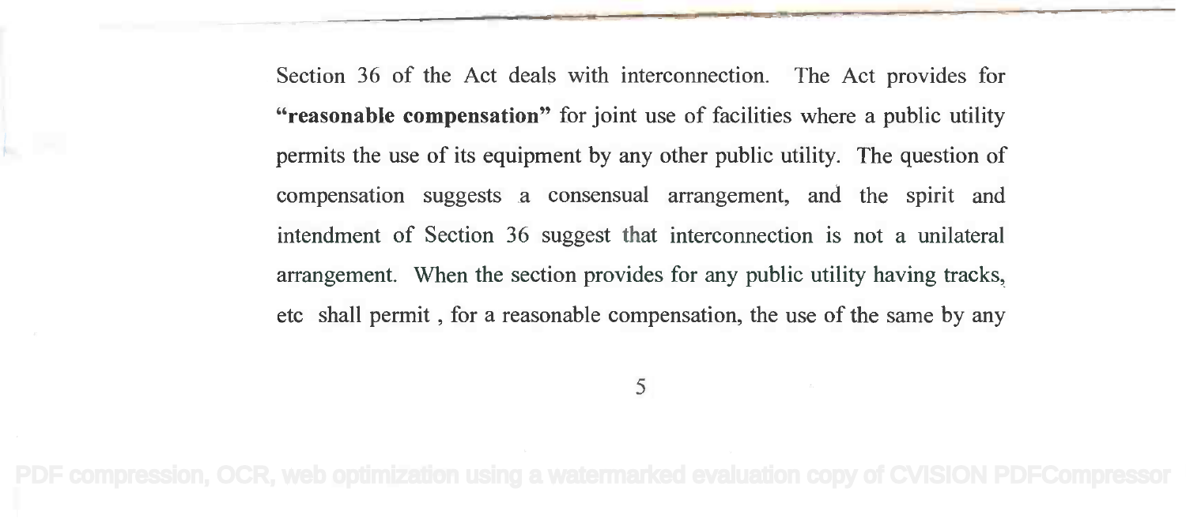Section 36 of the Act deals with interconnection. The Act provides for **"reasonable compensation"** for joint use of facilities where a public utility permits the use of its equipment by any other public utility. The question of compensation suggests a consensual arrangement, and the spirit and intendment of Section 36 suggest that interconnection is not a unilateral arrangement. When the section provides for any public utility having tracks, etc shall permit , for a reasonable compensation, the use of the same by any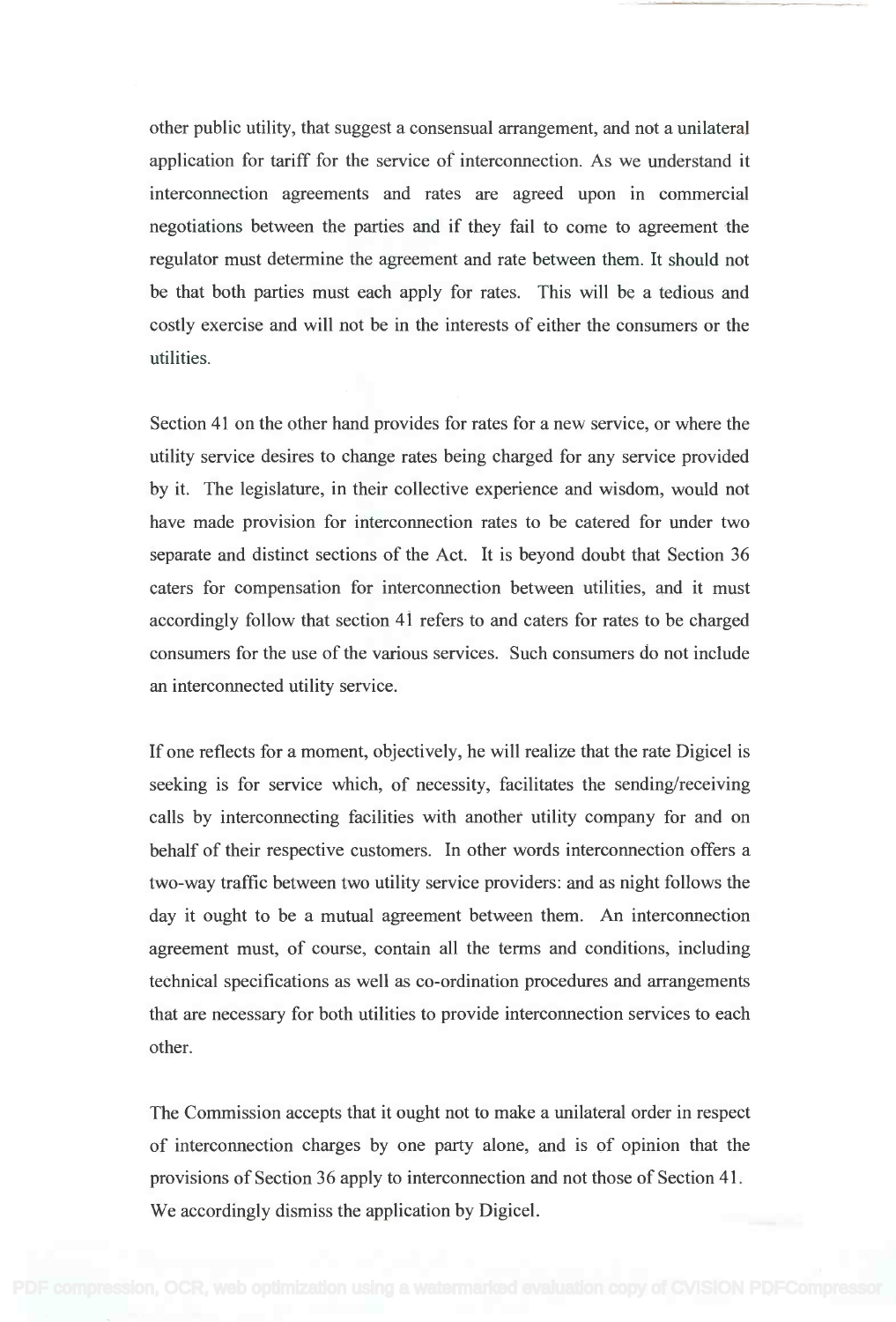other public utility, that suggest a consensual arrangement, and not a unilateral application for tariff for the service of interconnection. As we understand it interconnection agreements and rates are agreed upon in commercial negotiations between the parties and if they fail to come to agreement the regulator must determine the agreement and rate between them. It should not be that both parties must each apply for rates. This will be a tedious and costly exercise and will not be in the interests of either the consumers or the utilities.

Section 41 on the other hand provides for rates for a new service, or where the utility service desires to change rates being charged for any service provided by it. The legislature, in their collective experience and wisdom, would not have made provision for interconnection rates to be catered for under two separate and distinct sections of the Act. It is beyond doubt that Section 36 caters for compensation for interconnection between utilities, and it must accordingly follow that section 41 refers to and caters for rates to be charged consumers for the use of the various services. Such consumers do not include an interconnected utility service.

If one reflects for a moment, objectively, he will realize that the rate Digicel is seeking is for service which, of necessity, facilitates the sending/receiving calls by interconnecting facilities with another utility company for and on behalf of their respective customers. In other words interconnection offers a two-way traffic between two utility service providers: and as night follows the day it ought to be a mutual agreement between them. An interconnection agreement must, of course, contain all the terms and conditions, including technical specifications as well as co-ordination procedures and arrangements that are necessary for both utilities to provide interconnection services to each other.

The Commission accepts that it ought not to make a unilateral order in respect of interconnection charges by one party alone, and is of opinion that the provisions of Section 36 apply to interconnection and not those of Section 41. We accordingly dismiss the application by Digicel.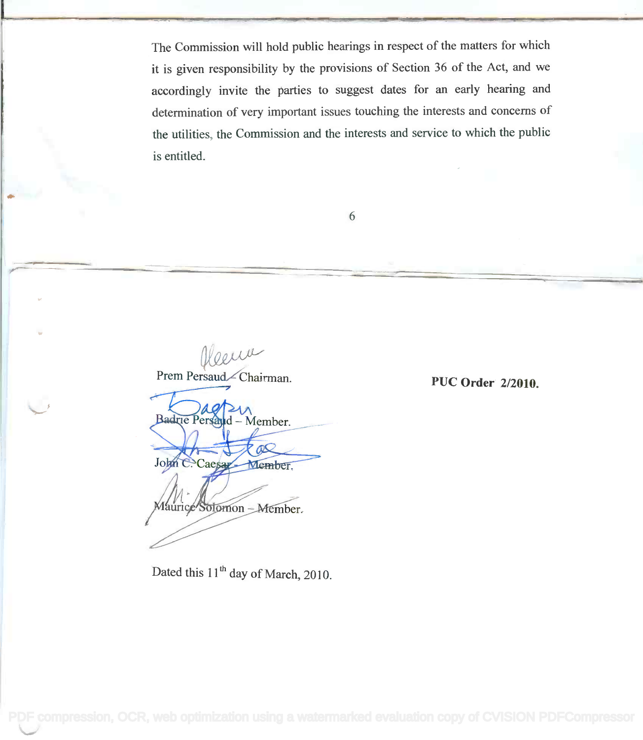The Commission will hold public hearings in respect of the matters for which it is given responsibility by the provisions of Section 36 of the Act, and we accordingly invite the parties to suggest dates for an early hearing and determination of very important issues touching the interests and concerns of the utilities, the Commission and the interests and service to which the public is entitled.

Prem Persaud – Chairman.

**PUC Order 2/2010.**

Badrie Persaud – Member.

John C. Caesar – Member.

Maurice Solomon – Member.

Dated this 11th day of March, 2010.